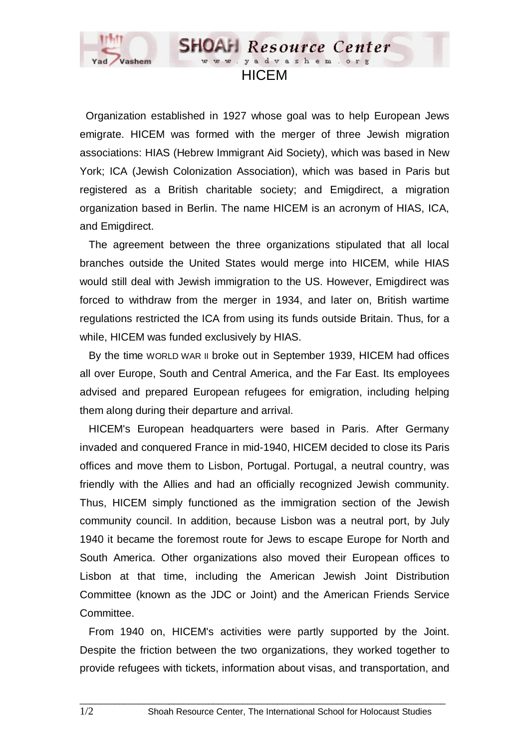# HICEM

Organization established in 1927 whose goal was to help European Jews emigrate. HICEM was formed with the merger of three Jewish migration associations: HIAS (Hebrew Immigrant Aid Society), which was based in New York; ICA (Jewish Colonization Association), which was based in Paris but registered as a British charitable society; and Emigdirect, a migration organization based in Berlin. The name HICEM is an acronym of HIAS, ICA, and Emigdirect.

The agreement between the three organizations stipulated that all local branches outside the United States would merge into HICEM, while HIAS would still deal with Jewish immigration to the US. However, Emigdirect was forced to withdraw from the merger in 1934, and later on, British wartime regulations restricted the ICA from using its funds outside Britain. Thus, for a while, HICEM was funded exclusively by HIAS.

By the time WORLD WAR II broke out in September 1939, HICEM had offices all over Europe, South and Central America, and the Far East. Its employees advised and prepared European refugees for emigration, including helping them along during their departure and arrival.

HICEM's European headquarters were based in Paris. After Germany invaded and conquered France in mid-1940, HICEM decided to close its Paris offices and move them to Lisbon, Portugal. Portugal, a neutral country, was friendly with the Allies and had an officially recognized Jewish community. Thus, HICEM simply functioned as the immigration section of the Jewish community council. In addition, because Lisbon was a neutral port, by July 1940 it became the foremost route for Jews to escape Europe for North and South America. Other organizations also moved their European offices to Lisbon at that time, including the American Jewish Joint Distribution Committee (known as the JDC or Joint) and the American Friends Service Committee.

From 1940 on, HICEM's activities were partly supported by the Joint. Despite the friction between the two organizations, they worked together to provide refugees with tickets, information about visas, and transportation, and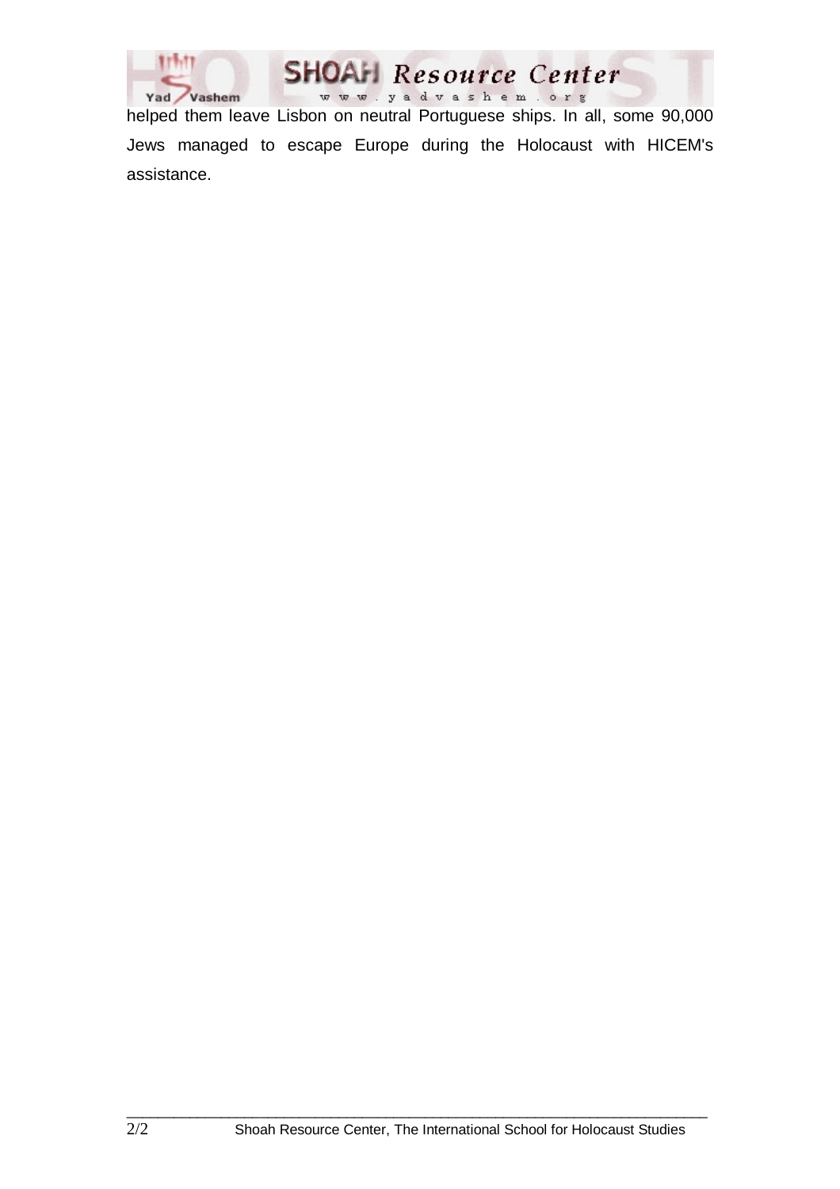helped them leave Lisbon on neutral Portuguese ships. In all, some 90,000 Jews managed to escape Europe during the Holocaust with HICEM's assistance.